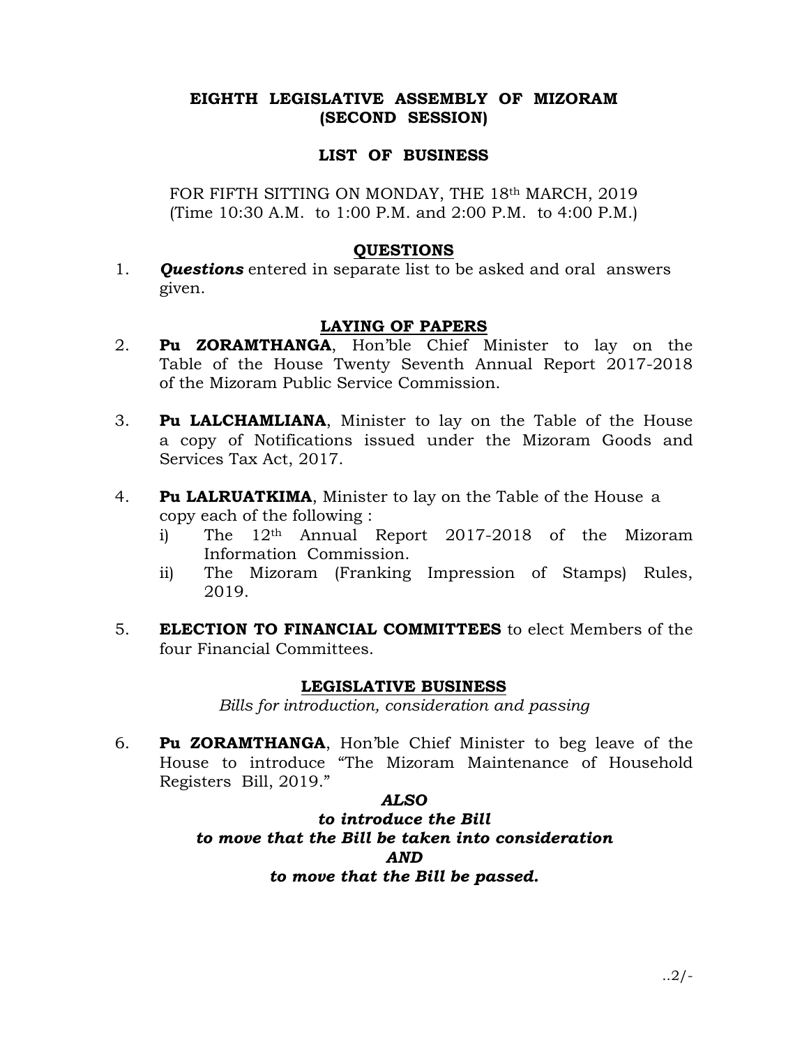# EIGHTH LEGISLATIVE ASSEMBLY OF MIZORAM (SECOND SESSION)

## LIST OF BUSINESS

FOR FIFTH SITTING ON MONDAY, THE 18th MARCH, 2019
(Time 10:30 A.M. to 1:00 P.M. and 2:00 P.M. to 4:00 P.M.)

### QUESTIONS

1. ***Questions*** entered in separate list to be asked and oral answers given.

### LAYING OF PAPERS

2. **Pu ZORAMTHANGA**, Hon'ble Chief Minister to lay on the Table of the House Twenty Seventh Annual Report 2017-2018 of the Mizoram Public Service Commission.

3. **Pu LALCHAMLIANA**, Minister to lay on the Table of the House a copy of Notifications issued under the Mizoram Goods and Services Tax Act, 2017.

4. **Pu LALRUATKIMA**, Minister to lay on the Table of the House a copy each of the following :
   i) The 12th Annual Report 2017-2018 of the Mizoram Information Commission.
   ii) The Mizoram (Franking Impression of Stamps) Rules, 2019.

5. **ELECTION TO FINANCIAL COMMITTEES** to elect Members of the four Financial Committees.

### LEGISLATIVE BUSINESS

*Bills for introduction, consideration and passing*

6. **Pu ZORAMTHANGA**, Hon'ble Chief Minister to beg leave of the House to introduce "The Mizoram Maintenance of Household Registers Bill, 2019."

***ALSO***
***to introduce the Bill***
***to move that the Bill be taken into consideration***
***AND***
***to move that the Bill be passed.***

..2/-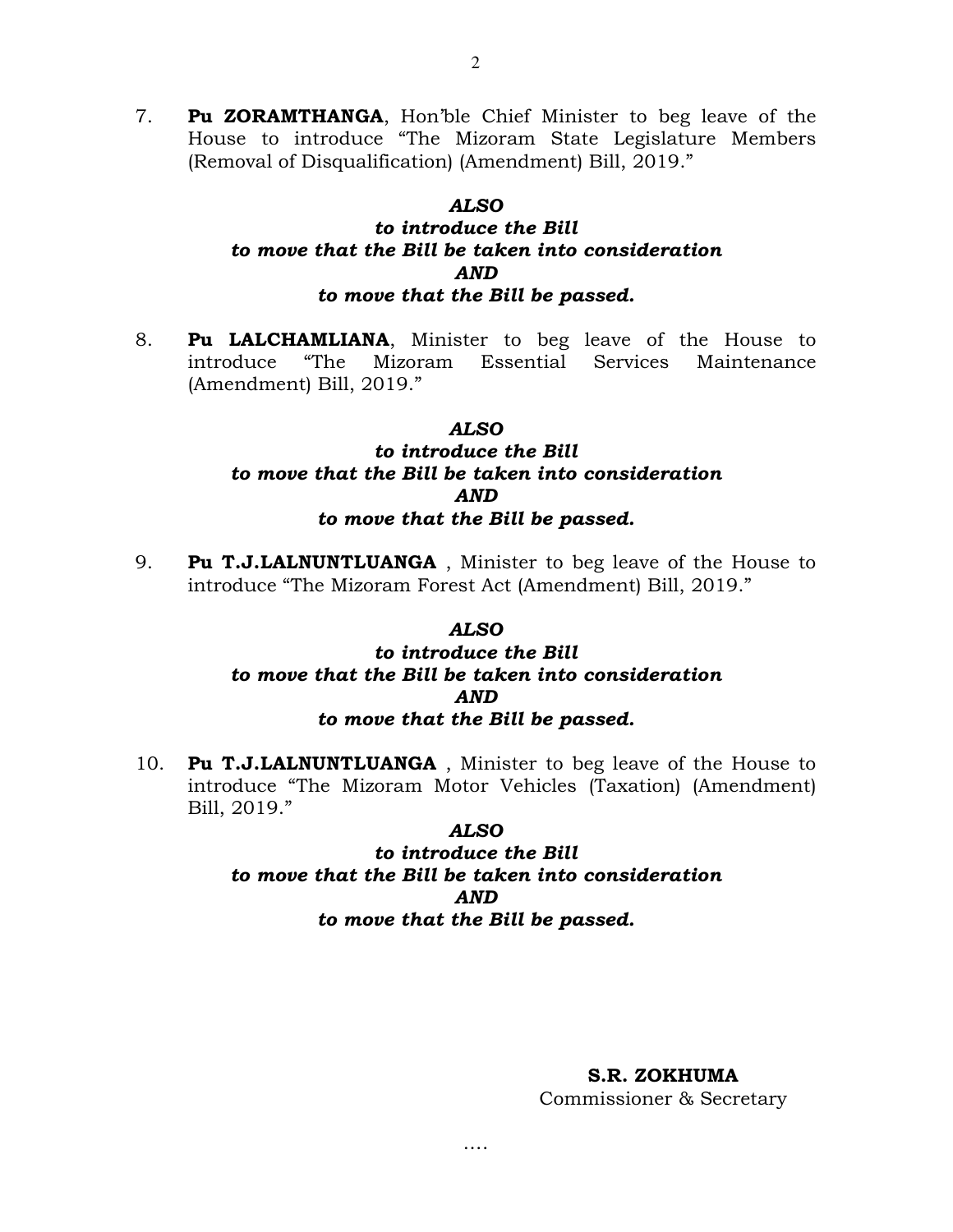7. **Pu ZORAMTHANGA**, Hon'ble Chief Minister to beg leave of the House to introduce "The Mizoram State Legislature Members (Removal of Disqualification) (Amendment) Bill, 2019."

***ALSO***
***to introduce the Bill***
***to move that the Bill be taken into consideration***
***AND***
***to move that the Bill be passed.***

8. **Pu LALCHAMLIANA**, Minister to beg leave of the House to introduce "The Mizoram Essential Services Maintenance (Amendment) Bill, 2019."

***ALSO***
***to introduce the Bill***
***to move that the Bill be taken into consideration***
***AND***
***to move that the Bill be passed.***

9. **Pu T.J.LALNUNTLUANGA** , Minister to beg leave of the House to introduce "The Mizoram Forest Act (Amendment) Bill, 2019."

***ALSO***
***to introduce the Bill***
***to move that the Bill be taken into consideration***
***AND***
***to move that the Bill be passed.***

10. **Pu T.J.LALNUNTLUANGA** , Minister to beg leave of the House to introduce "The Mizoram Motor Vehicles (Taxation) (Amendment) Bill, 2019."

***ALSO***
***to introduce the Bill***
***to move that the Bill be taken into consideration***
***AND***
***to move that the Bill be passed.***

**S.R. ZOKHUMA**
Commissioner & Secretary

....